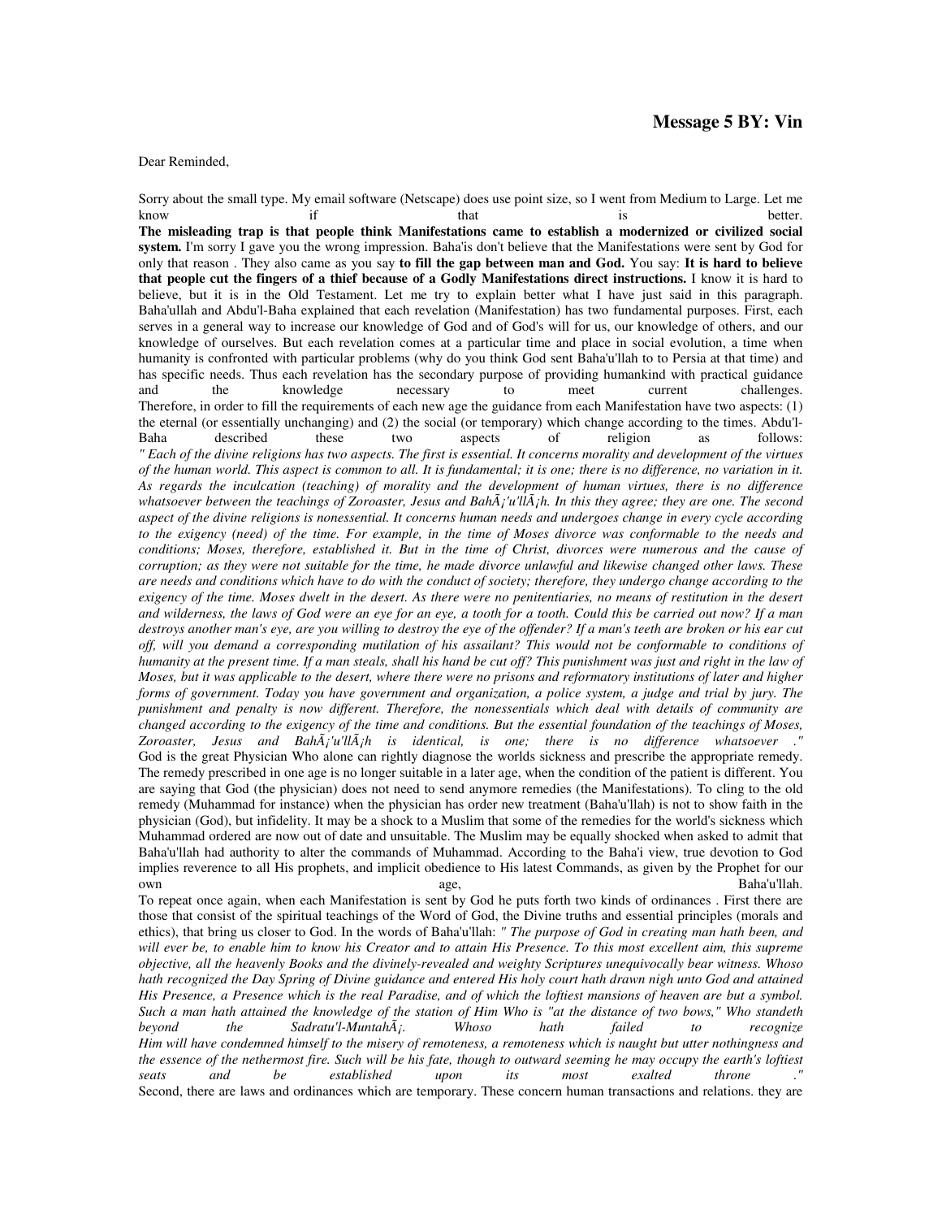## Message 5 BY: Vin

Dear Reminded,

Sorry about the small type. My email software (Netscape) does use point size, so I went from Medium to Large. Let me know if that is better.

**The misleading trap is that people think Manifestations came to establish a modernized or civilized social system.** I'm sorry I gave you the wrong impression. Baha'is don't believe that the Manifestations were sent by God for only that reason . They also came as you say **to fill the gap between man and God.** You say: **It is hard to believe that people cut the fingers of a thief because of a Godly Manifestations direct instructions.** I know it is hard to believe, but it is in the Old Testament. Let me try to explain better what I have just said in this paragraph. Baha'ullah and Abdu'l-Baha explained that each revelation (Manifestation) has two fundamental purposes. First, each serves in a general way to increase our knowledge of God and of God's will for us, our knowledge of others, and our knowledge of ourselves. But each revelation comes at a particular time and place in social evolution, a time when humanity is confronted with particular problems (why do you think God sent Baha'u'llah to to Persia at that time) and has specific needs. Thus each revelation has the secondary purpose of providing humankind with practical guidance and the knowledge necessary to meet current challenges. Therefore, in order to fill the requirements of each new age the guidance from each Manifestation have two aspects: (1) the eternal (or essentially unchanging) and (2) the social (or temporary) which change according to the times. Abdu'l-Baha described these two aspects of religion as follows:

*" Each of the divine religions has two aspects. The first is essential. It concerns morality and development of the virtues of the human world. This aspect is common to all. It is fundamental; it is one; there is no difference, no variation in it. As regards the inculcation (teaching) of morality and the development of human virtues, there is no difference whatsoever between the teachings of Zoroaster, Jesus and BahÃ¡'u'llÃ¡h. In this they agree; they are one. The second aspect of the divine religions is nonessential. It concerns human needs and undergoes change in every cycle according to the exigency (need) of the time. For example, in the time of Moses divorce was conformable to the needs and conditions; Moses, therefore, established it. But in the time of Christ, divorces were numerous and the cause of corruption; as they were not suitable for the time, he made divorce unlawful and likewise changed other laws. These are needs and conditions which have to do with the conduct of society; therefore, they undergo change according to the exigency of the time. Moses dwelt in the desert. As there were no penitentiaries, no means of restitution in the desert and wilderness, the laws of God were an eye for an eye, a tooth for a tooth. Could this be carried out now? If a man destroys another man's eye, are you willing to destroy the eye of the offender? If a man's teeth are broken or his ear cut off, will you demand a corresponding mutilation of his assailant? This would not be conformable to conditions of humanity at the present time. If a man steals, shall his hand be cut off? This punishment was just and right in the law of Moses, but it was applicable to the desert, where there were no prisons and reformatory institutions of later and higher forms of government. Today you have government and organization, a police system, a judge and trial by jury. The punishment and penalty is now different. Therefore, the nonessentials which deal with details of community are changed according to the exigency of the time and conditions. But the essential foundation of the teachings of Moses, Zoroaster, Jesus and BahÃ¡'u'llÃ¡h is identical, is one; there is no difference whatsoever ."*

God is the great Physician Who alone can rightly diagnose the worlds sickness and prescribe the appropriate remedy. The remedy prescribed in one age is no longer suitable in a later age, when the condition of the patient is different. You are saying that God (the physician) does not need to send anymore remedies (the Manifestations). To cling to the old remedy (Muhammad for instance) when the physician has order new treatment (Baha'u'llah) is not to show faith in the physician (God), but infidelity. It may be a shock to a Muslim that some of the remedies for the world's sickness which Muhammad ordered are now out of date and unsuitable. The Muslim may be equally shocked when asked to admit that Baha'u'llah had authority to alter the commands of Muhammad. According to the Baha'i view, true devotion to God implies reverence to all His prophets, and implicit obedience to His latest Commands, as given by the Prophet for our own age, Baha'u'llah.

To repeat once again, when each Manifestation is sent by God he puts forth two kinds of ordinances . First there are those that consist of the spiritual teachings of the Word of God, the Divine truths and essential principles (morals and ethics), that bring us closer to God. In the words of Baha'u'llah: *" The purpose of God in creating man hath been, and will ever be, to enable him to know his Creator and to attain His Presence. To this most excellent aim, this supreme objective, all the heavenly Books and the divinely-revealed and weighty Scriptures unequivocally bear witness. Whoso hath recognized the Day Spring of Divine guidance and entered His holy court hath drawn nigh unto God and attained His Presence, a Presence which is the real Paradise, and of which the loftiest mansions of heaven are but a symbol. Such a man hath attained the knowledge of the station of Him Who is "at the distance of two bows," Who standeth beyond the Sadratu'l-MuntahÃ¡. Whoso hath failed to recognize Him will have condemned himself to the misery of remoteness, a remoteness which is naught but utter nothingness and the essence of the nethermost fire. Such will be his fate, though to outward seeming he may occupy the earth's loftiest seats and be established upon its most exalted throne ."*

Second, there are laws and ordinances which are temporary. These concern human transactions and relations. they are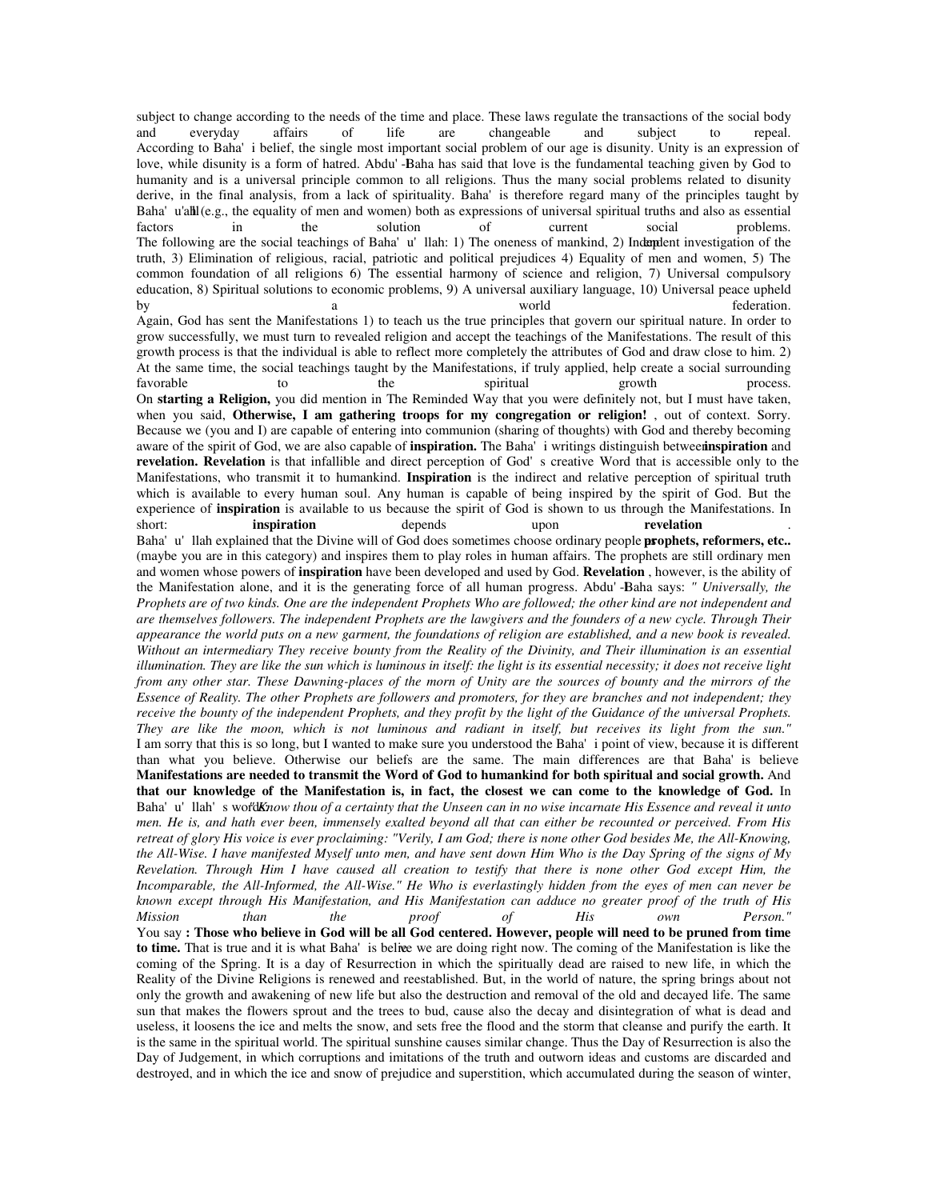subject to change according to the needs of the time and place. These laws regulate the transactions of the social body and everyday affairs of life are changeable and subject to repeal.

According to Baha' i belief, the single most important social problem of our age is disunity. Unity is an expression of love, while disunity is a form of hatred. Abdu' -Baha has said that love is the fundamental teaching given by God to humanity and is a universal principle common to all religions. Thus the many social problems related to disunity derive, in the final analysis, from a lack of spirituality. Baha' is therefore regard many of the principles taught by Baha' u'llah (e.g., the equality of men and women) both as expressions of universal spiritual truths and also as essential factors in the solution of current social problems.

The following are the social teachings of Baha' u' llah: 1) The oneness of mankind, 2) Independent investigation of the truth, 3) Elimination of religious, racial, patriotic and political prejudices 4) Equality of men and women, 5) The common foundation of all religions 6) The essential harmony of science and religion, 7) Universal compulsory education, 8) Spiritual solutions to economic problems, 9) A universal auxiliary language, 10) Universal peace upheld by a world federation.

Again, God has sent the Manifestations 1) to teach us the true principles that govern our spiritual nature. In order to grow successfully, we must turn to revealed religion and accept the teachings of the Manifestations. The result of this growth process is that the individual is able to reflect more completely the attributes of God and draw close to him. 2) At the same time, the social teachings taught by the Manifestations, if truly applied, help create a social surrounding favorable to the spiritual growth process.

On **starting a Religion,** you did mention in The Reminded Way that you were definitely not, but I must have taken, when you said, **Otherwise, I am gathering troops for my congregation or religion!** , out of context. Sorry. Because we (you and I) are capable of entering into communion (sharing of thoughts) with God and thereby becoming aware of the spirit of God, we are also capable of **inspiration.** The Baha' i writings distinguish between **inspiration** and **revelation. Revelation** is that infallible and direct perception of God' s creative Word that is accessible only to the Manifestations, who transmit it to humankind. **Inspiration** is the indirect and relative perception of spiritual truth which is available to every human soul. Any human is capable of being inspired by the spirit of God. But the experience of **inspiration** is available to us because the spirit of God is shown to us through the Manifestations. In short: **inspiration** depends upon **revelation** .

Baha' u' llah explained that the Divine will of God does sometimes choose ordinary people as **prophets, reformers, etc..** (maybe you are in this category) and inspires them to play roles in human affairs. The prophets are still ordinary men and women whose powers of **inspiration** have been developed and used by God. **Revelation** , however, is the ability of the Manifestation alone, and it is the generating force of all human progress. Abdu' -Baha says: *" Universally, the Prophets are of two kinds. One are the independent Prophets Who are followed; the other kind are not independent and are themselves followers. The independent Prophets are the lawgivers and the founders of a new cycle. Through Their appearance the world puts on a new garment, the foundations of religion are established, and a new book is revealed. Without an intermediary They receive bounty from the Reality of the Divinity, and Their illumination is an essential illumination. They are like the sun which is luminous in itself: the light is its essential necessity; it does not receive light from any other star. These Dawning-places of the morn of Unity are the sources of bounty and the mirrors of the Essence of Reality. The other Prophets are followers and promoters, for they are branches and not independent; they receive the bounty of the independent Prophets, and they profit by the light of the Guidance of the universal Prophets. They are like the moon, which is not luminous and radiant in itself, but receives its light from the sun."*

I am sorry that this is so long, but I wanted to make sure you understood the Baha' i point of view, because it is different than what you believe. Otherwise our beliefs are the same. The main differences are that Baha' is believe **Manifestations are needed to transmit the Word of God to humankind for both spiritual and social growth.** And **that our knowledge of the Manifestation is, in fact, the closest we can come to the knowledge of God.** In Baha' u' llah' s words: *"Know thou of a certainty that the Unseen can in no wise incarnate His Essence and reveal it unto men. He is, and hath ever been, immensely exalted beyond all that can either be recounted or perceived. From His retreat of glory His voice is ever proclaiming: "Verily, I am God; there is none other God besides Me, the All-Knowing, the All-Wise. I have manifested Myself unto men, and have sent down Him Who is the Day Spring of the signs of My Revelation. Through Him I have caused all creation to testify that there is none other God except Him, the Incomparable, the All-Informed, the All-Wise." He Who is everlastingly hidden from the eyes of men can never be known except through His Manifestation, and His Manifestation can adduce no greater proof of the truth of His Mission than the proof of His own Person."*

You say **: Those who believe in God will be all God centered. However, people will need to be pruned from time to time.** That is true and it is what Baha' is believe we are doing right now. The coming of the Manifestation is like the coming of the Spring. It is a day of Resurrection in which the spiritually dead are raised to new life, in which the Reality of the Divine Religions is renewed and reestablished. But, in the world of nature, the spring brings about not only the growth and awakening of new life but also the destruction and removal of the old and decayed life. The same sun that makes the flowers sprout and the trees to bud, cause also the decay and disintegration of what is dead and useless, it loosens the ice and melts the snow, and sets free the flood and the storm that cleanse and purify the earth. It is the same in the spiritual world. The spiritual sunshine causes similar change. Thus the Day of Resurrection is also the Day of Judgement, in which corruptions and imitations of the truth and outworn ideas and customs are discarded and destroyed, and in which the ice and snow of prejudice and superstition, which accumulated during the season of winter,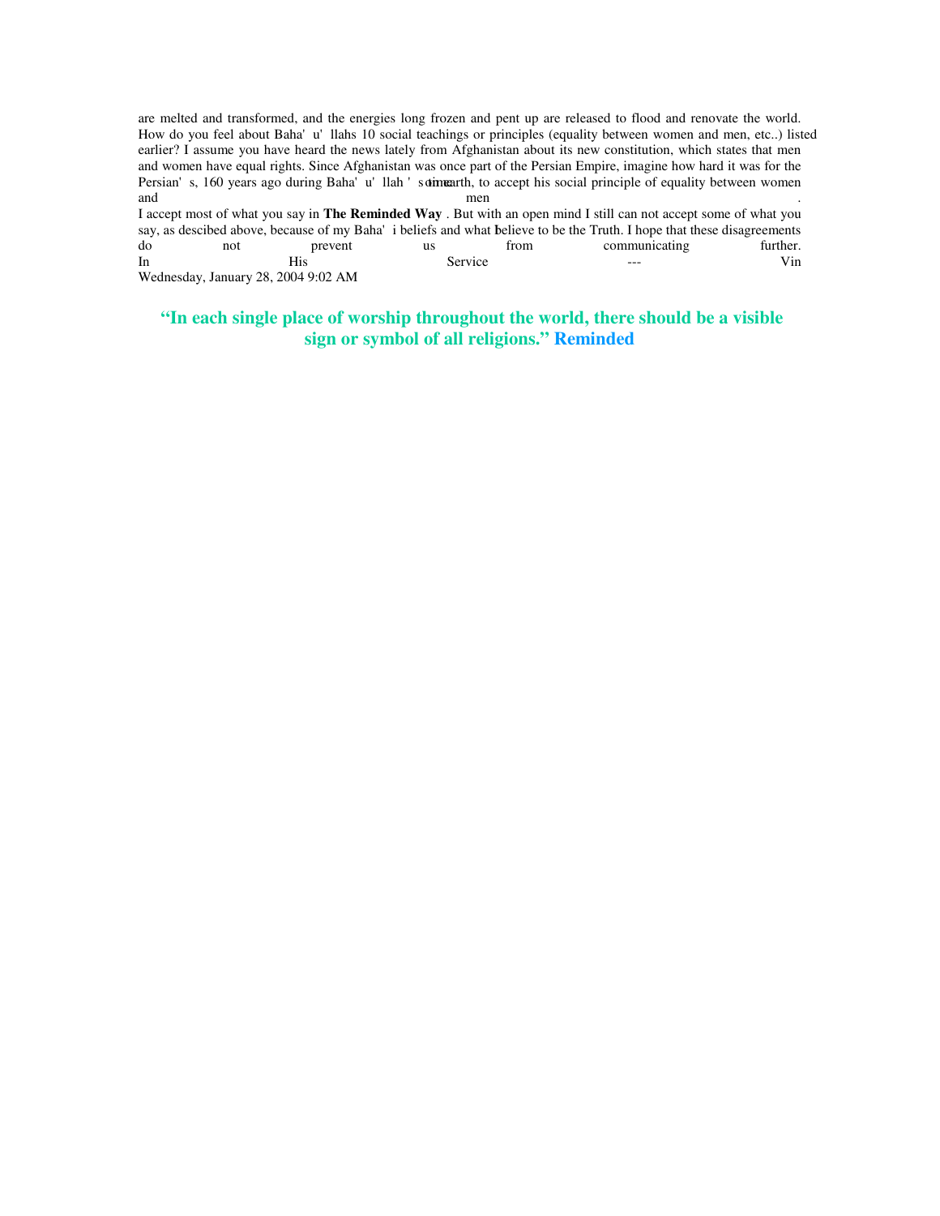are melted and transformed, and the energies long frozen and pent up are released to flood and renovate the world. How do you feel about Baha' u' llahs 10 social teachings or principles (equality between women and men, etc..) listed earlier? I assume you have heard the news lately from Afghanistan about its new constitution, which states that men and women have equal rights. Since Afghanistan was once part of the Persian Empire, imagine how hard it was for the Persian' s, 160 years ago during Baha' u' llah ' s time on earth, to accept his social principle of equality between women and men.

I accept most of what you say in **The Reminded Way** . But with an open mind I still can not accept some of what you say, as descibed above, because of my Baha' i beliefs and what I believe to be the Truth. I hope that these disagreements do not prevent us from communicating further.

In His Service --- Vin

Wednesday, January 28, 2004 9:02 AM

**"In each single place of worship throughout the world, there should be a visible sign or symbol of all religions." Reminded**